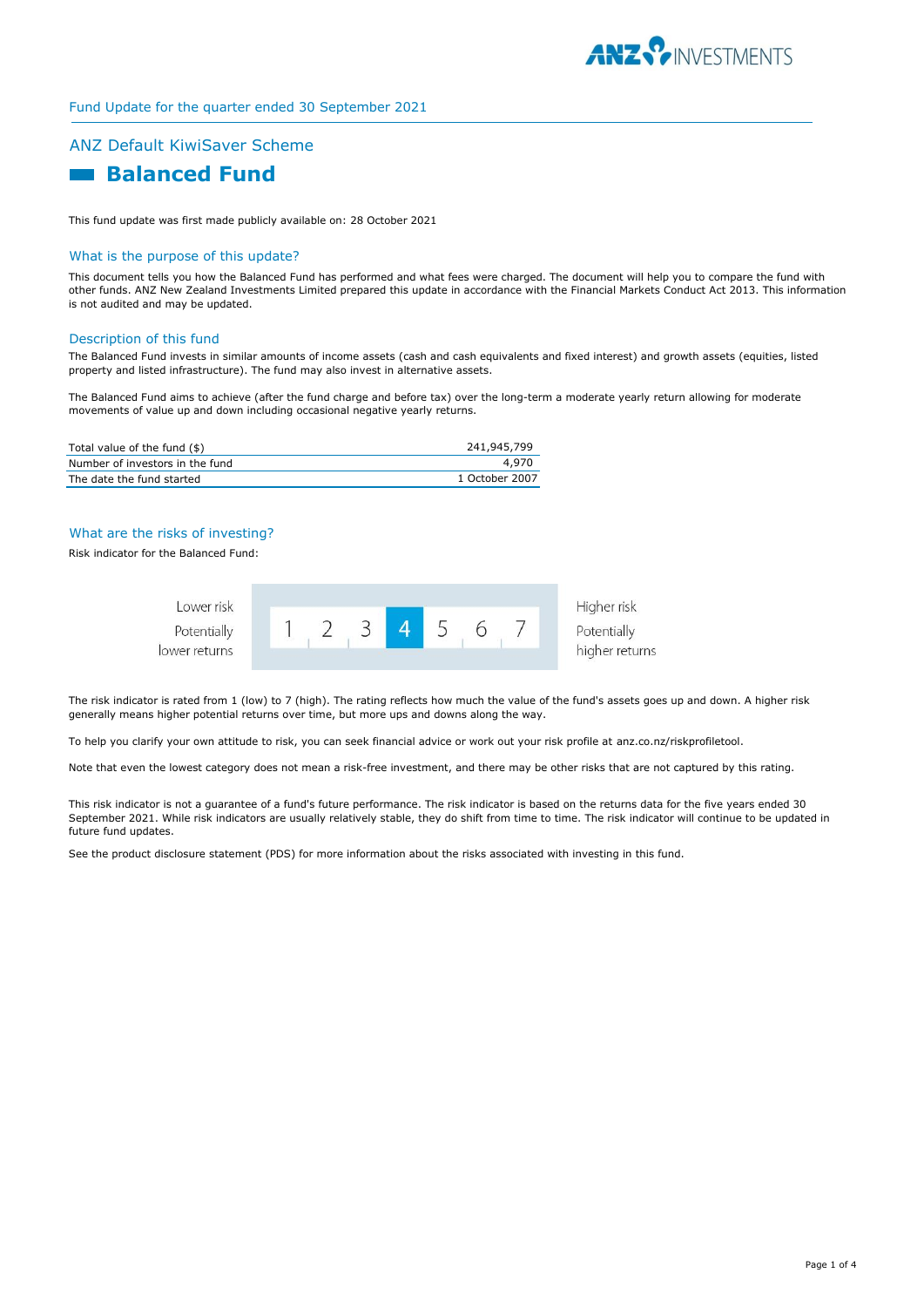Fund Update for the quarter ended 30 September 2021

## ANZ Default KiwiSaver Scheme

# Balanced Fund

This fund update was first made publicly available on: 28 October 2021

### What is the purpose of this update?

This document tells you how the Balanced Fund has performed and what fees were charged. The document will help you to compare the fund with other funds. ANZ New Zealand Investments Limited prepared this update in accordance with the Financial Markets Conduct Act 2013. This information is not audited and may be updated.

### Description of this fund

The Balanced Fund invests in similar amounts of income assets (cash and cash equivalents and fixed interest) and growth assets (equities, listed property and listed infrastructure). The fund may also invest in alternative assets.

The Balanced Fund aims to achieve (after the fund charge and before tax) over the long-term a moderate yearly return allowing for moderate movements of value up and down including occasional negative yearly returns.

| | |
|---|---|
| Total value of the fund ($) | 241,945,799 |
| Number of investors in the fund | 4,970 |
| The date the fund started | 1 October 2007 |

### What are the risks of investing?

Risk indicator for the Balanced Fund:

| Lower risk<br>Potentially lower returns | 1 | 2 | 3 | **4** | 5 | 6 | 7 | Higher risk<br>Potentially higher returns |
|---|---|---|---|---|---|---|---|---|

The risk indicator is rated from 1 (low) to 7 (high). The rating reflects how much the value of the fund's assets goes up and down. A higher risk generally means higher potential returns over time, but more ups and downs along the way.

To help you clarify your own attitude to risk, you can seek financial advice or work out your risk profile at anz.co.nz/riskprofiletool.

Note that even the lowest category does not mean a risk-free investment, and there may be other risks that are not captured by this rating.

This risk indicator is not a guarantee of a fund's future performance. The risk indicator is based on the returns data for the five years ended 30 September 2021. While risk indicators are usually relatively stable, they do shift from time to time. The risk indicator will continue to be updated in future fund updates.

See the product disclosure statement (PDS) for more information about the risks associated with investing in this fund.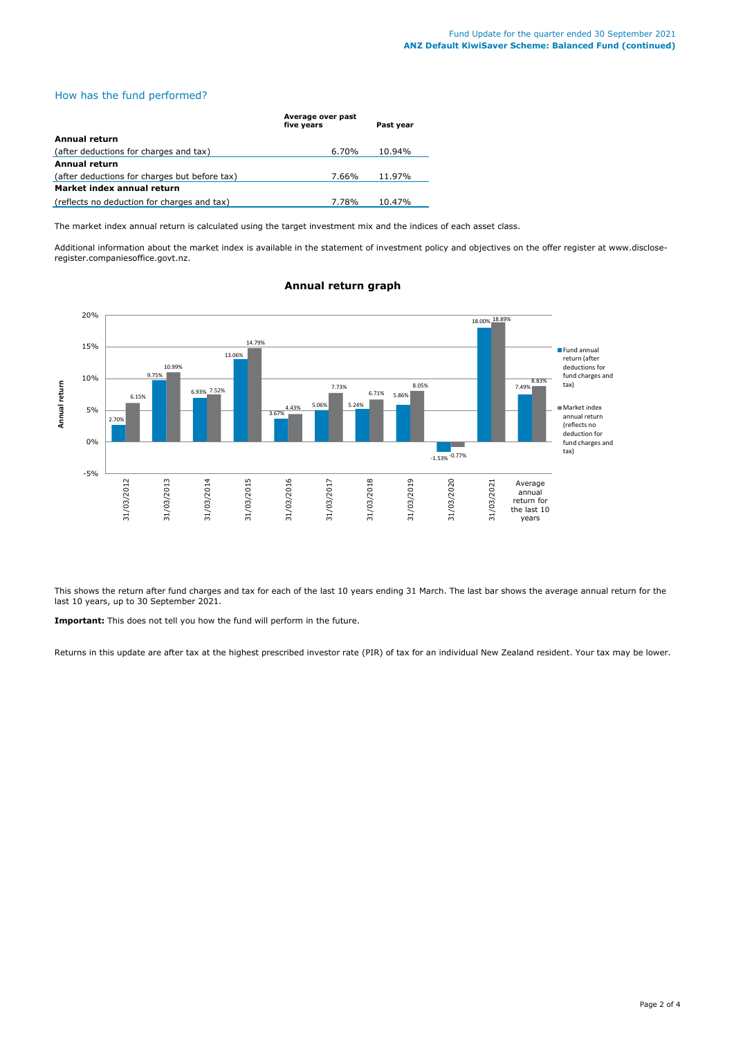## How has the fund performed?

| | Average over past five years | Past year |
|---|---|---|
| **Annual return** | | |
| (after deductions for charges and tax) | 6.70% | 10.94% |
| **Annual return** | | |
| (after deductions for charges but before tax) | 7.66% | 11.97% |
| **Market index annual return** | | |
| (reflects no deduction for charges and tax) | 7.78% | 10.47% |

The market index annual return is calculated using the target investment mix and the indices of each asset class.

Additional information about the market index is available in the statement of investment policy and objectives on the offer register at www.disclose-register.companiesoffice.govt.nz.

### Annual return graph

| Annual return | Fund annual return (after deductions for fund charges and tax) | Market index annual return (reflects no deduction for fund charges and tax) |
|---|---|---|
| 31/03/2012 | 2.70% | 6.15% |
| 31/03/2013 | 9.75% | 10.99% |
| 31/03/2014 | 6.93% | 7.52% |
| 31/03/2015 | 13.06% | 14.79% |
| 31/03/2016 | 3.67% | 4.43% |
| 31/03/2017 | 5.06% | 7.73% |
| 31/03/2018 | 5.24% | 6.71% |
| 31/03/2019 | 5.86% | 8.05% |
| 31/03/2020 | -1.53% | -0.77% |
| 31/03/2021 | 18.00% | 18.89% |
| Average annual return for the last 10 years | 7.49% | 8.83% |

This shows the return after fund charges and tax for each of the last 10 years ending 31 March. The last bar shows the average annual return for the last 10 years, up to 30 September 2021.

**Important:** This does not tell you how the fund will perform in the future.

Returns in this update are after tax at the highest prescribed investor rate (PIR) of tax for an individual New Zealand resident. Your tax may be lower.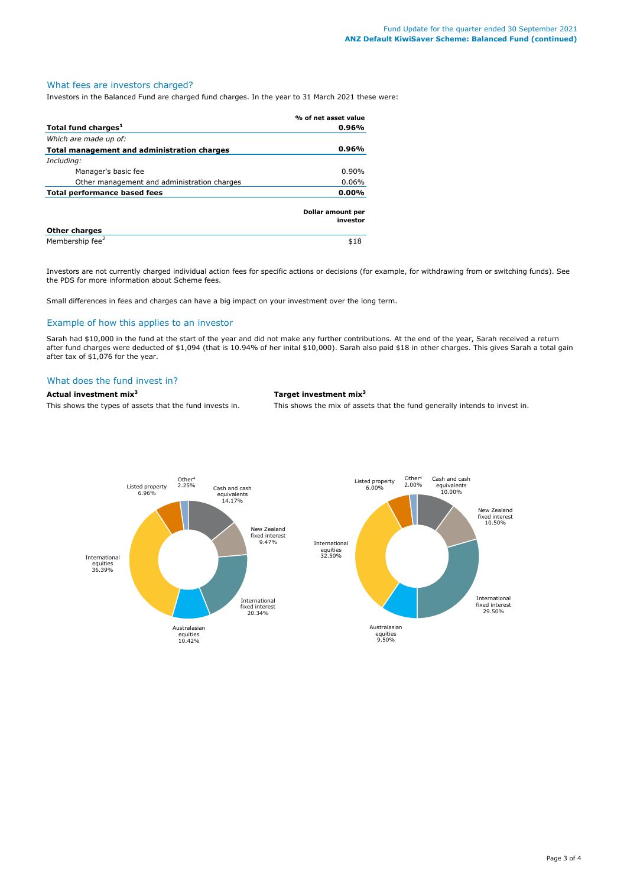## What fees are investors charged?

Investors in the Balanced Fund are charged fund charges. In the year to 31 March 2021 these were:

| | % of net asset value |
|---|---|
| **Total fund charges[1]** | **0.96%** |
| *Which are made up of:* | |
| **Total management and administration charges** | **0.96%** |
| *Including:* | |
| Manager's basic fee | 0.90% |
| Other management and administration charges | 0.06% |
| **Total performance based fees** | **0.00%** |

| | Dollar amount per investor |
|---|---|
| **Other charges** | |
| Membership fee[2] | $18 |

Investors are not currently charged individual action fees for specific actions or decisions (for example, for withdrawing from or switching funds). See the PDS for more information about Scheme fees.

Small differences in fees and charges can have a big impact on your investment over the long term.

## Example of how this applies to an investor

Sarah had $10,000 in the fund at the start of the year and did not make any further contributions. At the end of the year, Sarah received a return after fund charges were deducted of $1,094 (that is 10.94% of her inital $10,000). Sarah also paid $18 in other charges. This gives Sarah a total gain after tax of $1,076 for the year.

## What does the fund invest in?

**Actual investment mix[3]**

This shows the types of assets that the fund invests in.

| Asset type | Actual |
|---|---|
| Cash and cash equivalents | 14.17% |
| New Zealand fixed interest | 9.47% |
| International fixed interest | 20.34% |
| Australasian equities | 10.42% |
| International equities | 36.39% |
| Listed property | 6.96% |
| Other[4] | 2.25% |

**Target investment mix[3]**

This shows the mix of assets that the fund generally intends to invest in.

| Asset type | Target |
|---|---|
| Cash and cash equivalents | 10.00% |
| New Zealand fixed interest | 10.50% |
| International fixed interest | 29.50% |
| Australasian equities | 9.50% |
| International equities | 32.50% |
| Listed property | 6.00% |
| Other[4] | 2.00% |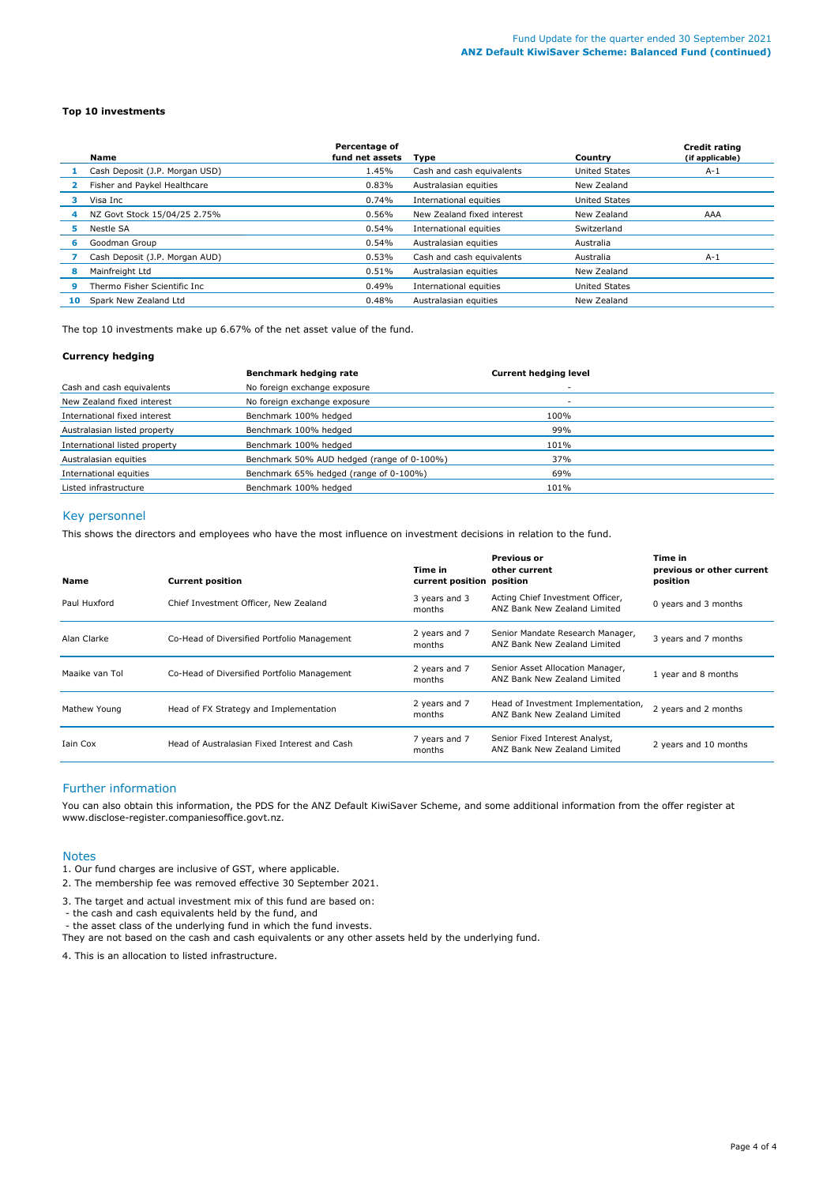### Top 10 investments

| | Name | Percentage of fund net assets | Type | Country | Credit rating (if applicable) |
|---|---|---|---|---|---|
| 1 | Cash Deposit (J.P. Morgan USD) | 1.45% | Cash and cash equivalents | United States | A-1 |
| 2 | Fisher and Paykel Healthcare | 0.83% | Australasian equities | New Zealand | |
| 3 | Visa Inc | 0.74% | International equities | United States | |
| 4 | NZ Govt Stock 15/04/25 2.75% | 0.56% | New Zealand fixed interest | New Zealand | AAA |
| 5 | Nestle SA | 0.54% | International equities | Switzerland | |
| 6 | Goodman Group | 0.54% | Australasian equities | Australia | |
| 7 | Cash Deposit (J.P. Morgan AUD) | 0.53% | Cash and cash equivalents | Australia | A-1 |
| 8 | Mainfreight Ltd | 0.51% | Australasian equities | New Zealand | |
| 9 | Thermo Fisher Scientific Inc | 0.49% | International equities | United States | |
| 10 | Spark New Zealand Ltd | 0.48% | Australasian equities | New Zealand | |

The top 10 investments make up 6.67% of the net asset value of the fund.

### Currency hedging

| | Benchmark hedging rate | Current hedging level |
|---|---|---|
| Cash and cash equivalents | No foreign exchange exposure | - |
| New Zealand fixed interest | No foreign exchange exposure | - |
| International fixed interest | Benchmark 100% hedged | 100% |
| Australasian listed property | Benchmark 100% hedged | 99% |
| International listed property | Benchmark 100% hedged | 101% |
| Australasian equities | Benchmark 50% AUD hedged (range of 0-100%) | 37% |
| International equities | Benchmark 65% hedged (range of 0-100%) | 69% |
| Listed infrastructure | Benchmark 100% hedged | 101% |

## Key personnel

This shows the directors and employees who have the most influence on investment decisions in relation to the fund.

| Name | Current position | Time in current position | Previous or other current position | Time in previous or other current position |
|---|---|---|---|---|
| Paul Huxford | Chief Investment Officer, New Zealand | 3 years and 3 months | Acting Chief Investment Officer, ANZ Bank New Zealand Limited | 0 years and 3 months |
| Alan Clarke | Co-Head of Diversified Portfolio Management | 2 years and 7 months | Senior Mandate Research Manager, ANZ Bank New Zealand Limited | 3 years and 7 months |
| Maaike van Tol | Co-Head of Diversified Portfolio Management | 2 years and 7 months | Senior Asset Allocation Manager, ANZ Bank New Zealand Limited | 1 year and 8 months |
| Mathew Young | Head of FX Strategy and Implementation | 2 years and 7 months | Head of Investment Implementation, ANZ Bank New Zealand Limited | 2 years and 2 months |
| Iain Cox | Head of Australasian Fixed Interest and Cash | 7 years and 7 months | Senior Fixed Interest Analyst, ANZ Bank New Zealand Limited | 2 years and 10 months |

## Further information

You can also obtain this information, the PDS for the ANZ Default KiwiSaver Scheme, and some additional information from the offer register at www.disclose-register.companiesoffice.govt.nz.

## Notes

1. Our fund charges are inclusive of GST, where applicable.
2. The membership fee was removed effective 30 September 2021.
3. The target and actual investment mix of this fund are based on:
 - the cash and cash equivalents held by the fund, and
 - the asset class of the underlying fund in which the fund invests.

They are not based on the cash and cash equivalents or any other assets held by the underlying fund.

4. This is an allocation to listed infrastructure.